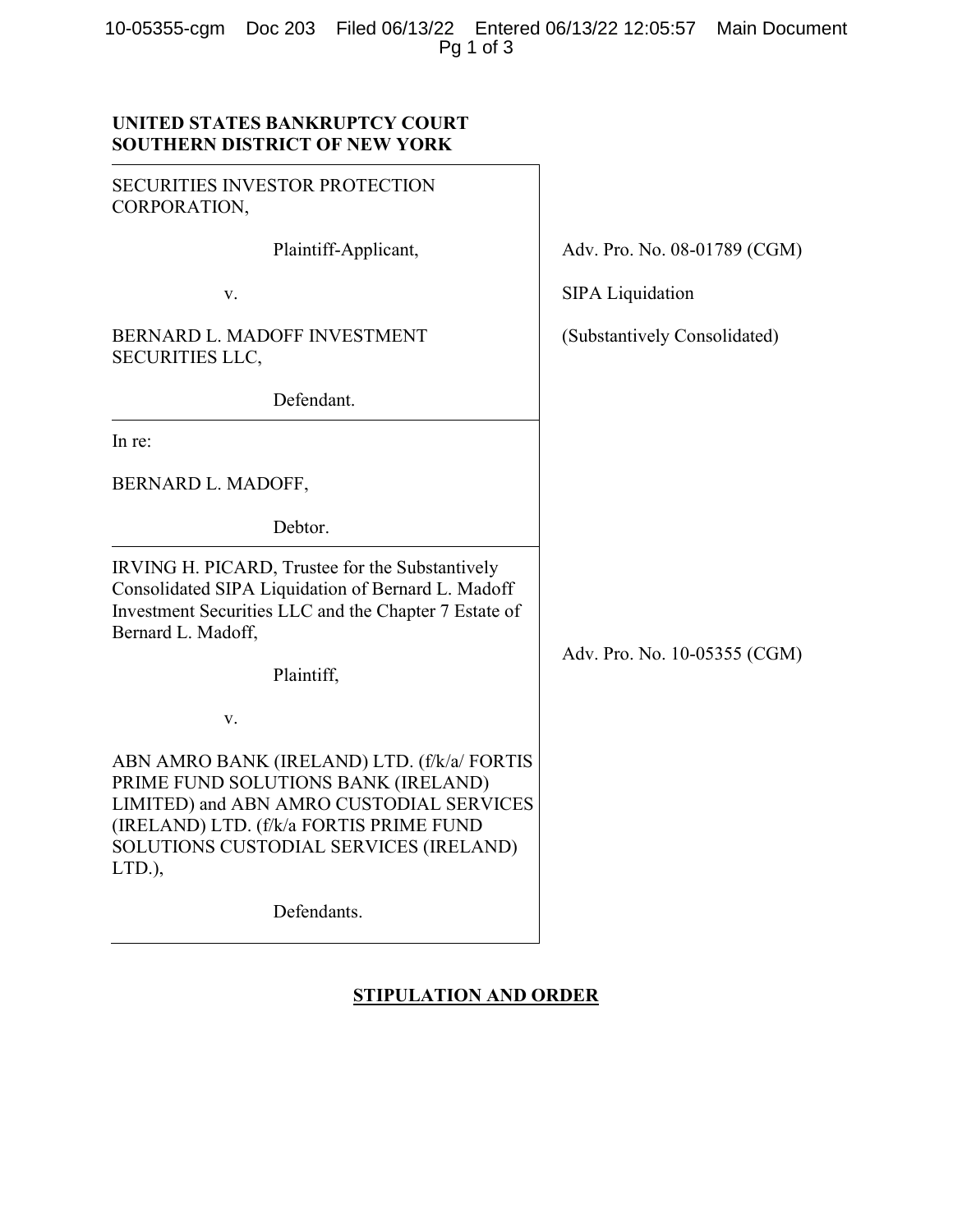**UNITED STATES BANKRUPTCY COURT**
**SOUTHERN DISTRICT OF NEW YORK**

| | |
|---|---|
| SECURITIES INVESTOR PROTECTION CORPORATION,<br><br>Plaintiff-Applicant,<br><br>v.<br><br>BERNARD L. MADOFF INVESTMENT SECURITIES LLC,<br><br>Defendant. | Adv. Pro. No. 08-01789 (CGM)<br><br>SIPA Liquidation<br><br>(Substantively Consolidated) |
| In re:<br><br>BERNARD L. MADOFF,<br><br>Debtor. | |
| IRVING H. PICARD, Trustee for the Substantively Consolidated SIPA Liquidation of Bernard L. Madoff Investment Securities LLC and the Chapter 7 Estate of Bernard L. Madoff,<br><br>Plaintiff,<br><br>v.<br><br>ABN AMRO BANK (IRELAND) LTD. (f/k/a/ FORTIS PRIME FUND SOLUTIONS BANK (IRELAND) LIMITED) and ABN AMRO CUSTODIAL SERVICES (IRELAND) LTD. (f/k/a FORTIS PRIME FUND SOLUTIONS CUSTODIAL SERVICES (IRELAND) LTD.),<br><br>Defendants. | Adv. Pro. No. 10-05355 (CGM) |

**STIPULATION AND ORDER**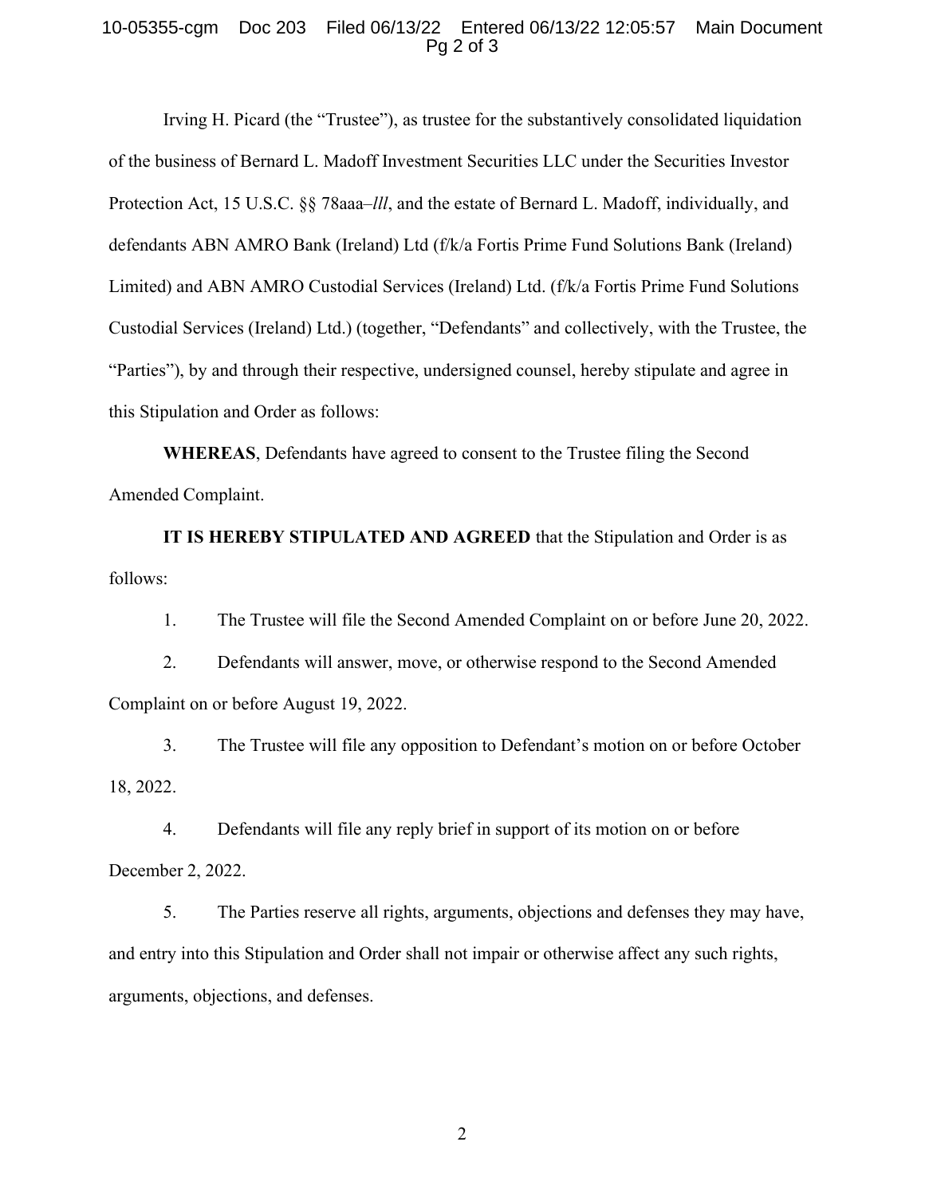Irving H. Picard (the "Trustee"), as trustee for the substantively consolidated liquidation of the business of Bernard L. Madoff Investment Securities LLC under the Securities Investor Protection Act, 15 U.S.C. §§ 78aaa–*lll*, and the estate of Bernard L. Madoff, individually, and defendants ABN AMRO Bank (Ireland) Ltd (f/k/a Fortis Prime Fund Solutions Bank (Ireland) Limited) and ABN AMRO Custodial Services (Ireland) Ltd. (f/k/a Fortis Prime Fund Solutions Custodial Services (Ireland) Ltd.) (together, "Defendants" and collectively, with the Trustee, the "Parties"), by and through their respective, undersigned counsel, hereby stipulate and agree in this Stipulation and Order as follows:

**WHEREAS**, Defendants have agreed to consent to the Trustee filing the Second Amended Complaint.

**IT IS HEREBY STIPULATED AND AGREED** that the Stipulation and Order is as follows:

1. The Trustee will file the Second Amended Complaint on or before June 20, 2022.

2. Defendants will answer, move, or otherwise respond to the Second Amended Complaint on or before August 19, 2022.

3. The Trustee will file any opposition to Defendant's motion on or before October 18, 2022.

4. Defendants will file any reply brief in support of its motion on or before December 2, 2022.

5. The Parties reserve all rights, arguments, objections and defenses they may have, and entry into this Stipulation and Order shall not impair or otherwise affect any such rights, arguments, objections, and defenses.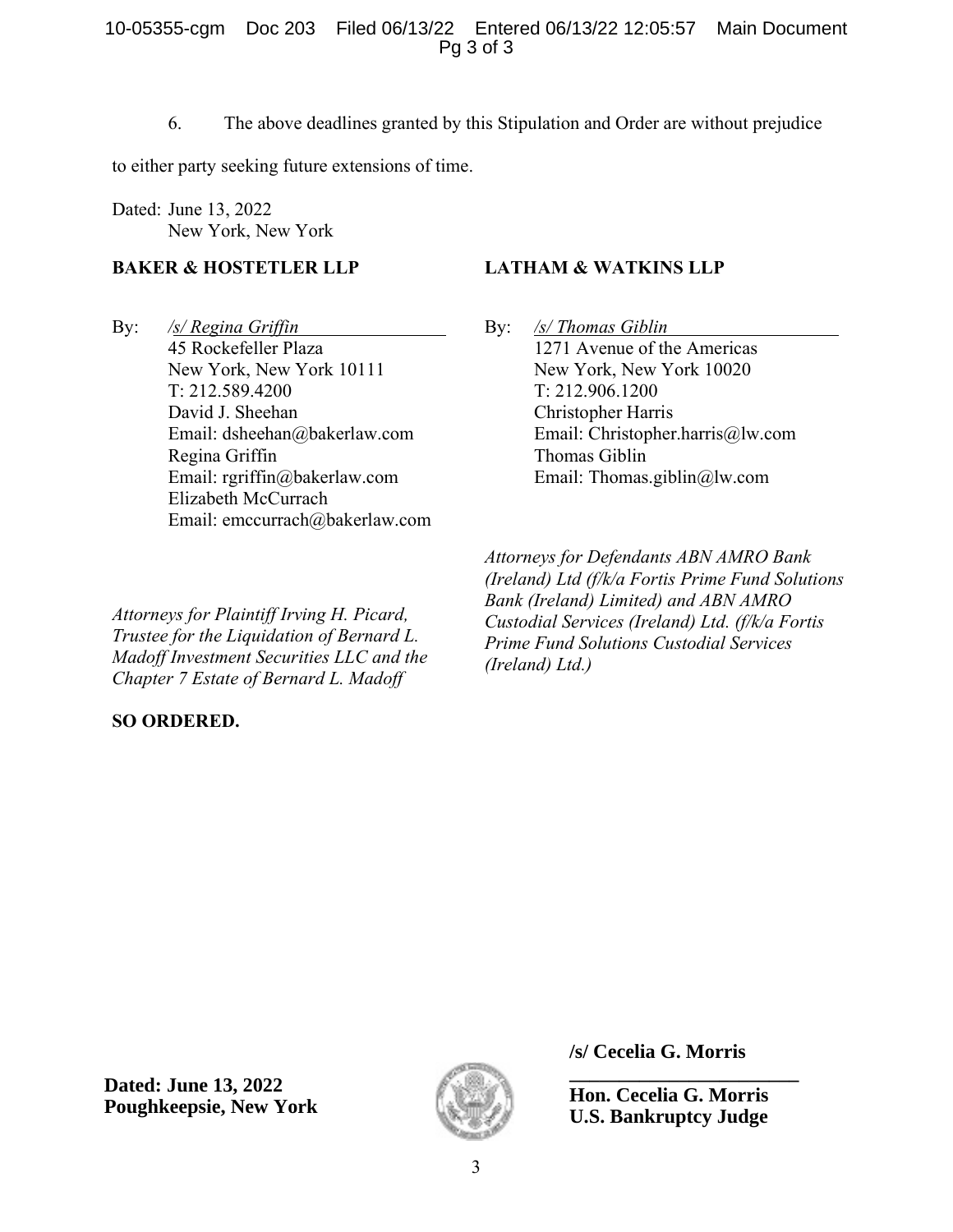6. The above deadlines granted by this Stipulation and Order are without prejudice to either party seeking future extensions of time.

Dated: June 13, 2022
New York, New York

**BAKER & HOSTETLER LLP**

By: */s/ Regina Griffin*
45 Rockefeller Plaza
New York, New York 10111
T: 212.589.4200
David J. Sheehan
Email: dsheehan@bakerlaw.com
Regina Griffin
Email: rgriffin@bakerlaw.com
Elizabeth McCurrach
Email: emccurrach@bakerlaw.com

*Attorneys for Plaintiff Irving H. Picard, Trustee for the Liquidation of Bernard L. Madoff Investment Securities LLC and the Chapter 7 Estate of Bernard L. Madoff*

**LATHAM & WATKINS LLP**

By: */s/ Thomas Giblin*
1271 Avenue of the Americas
New York, New York 10020
T: 212.906.1200
Christopher Harris
Email: Christopher.harris@lw.com
Thomas Giblin
Email: Thomas.giblin@lw.com

*Attorneys for Defendants ABN AMRO Bank (Ireland) Ltd (f/k/a Fortis Prime Fund Solutions Bank (Ireland) Limited) and ABN AMRO Custodial Services (Ireland) Ltd. (f/k/a Fortis Prime Fund Solutions Custodial Services (Ireland) Ltd.)*

**SO ORDERED.**

**Dated: June 13, 2022**
**Poughkeepsie, New York**

**/s/ Cecelia G. Morris**

**Hon. Cecelia G. Morris**
**U.S. Bankruptcy Judge**